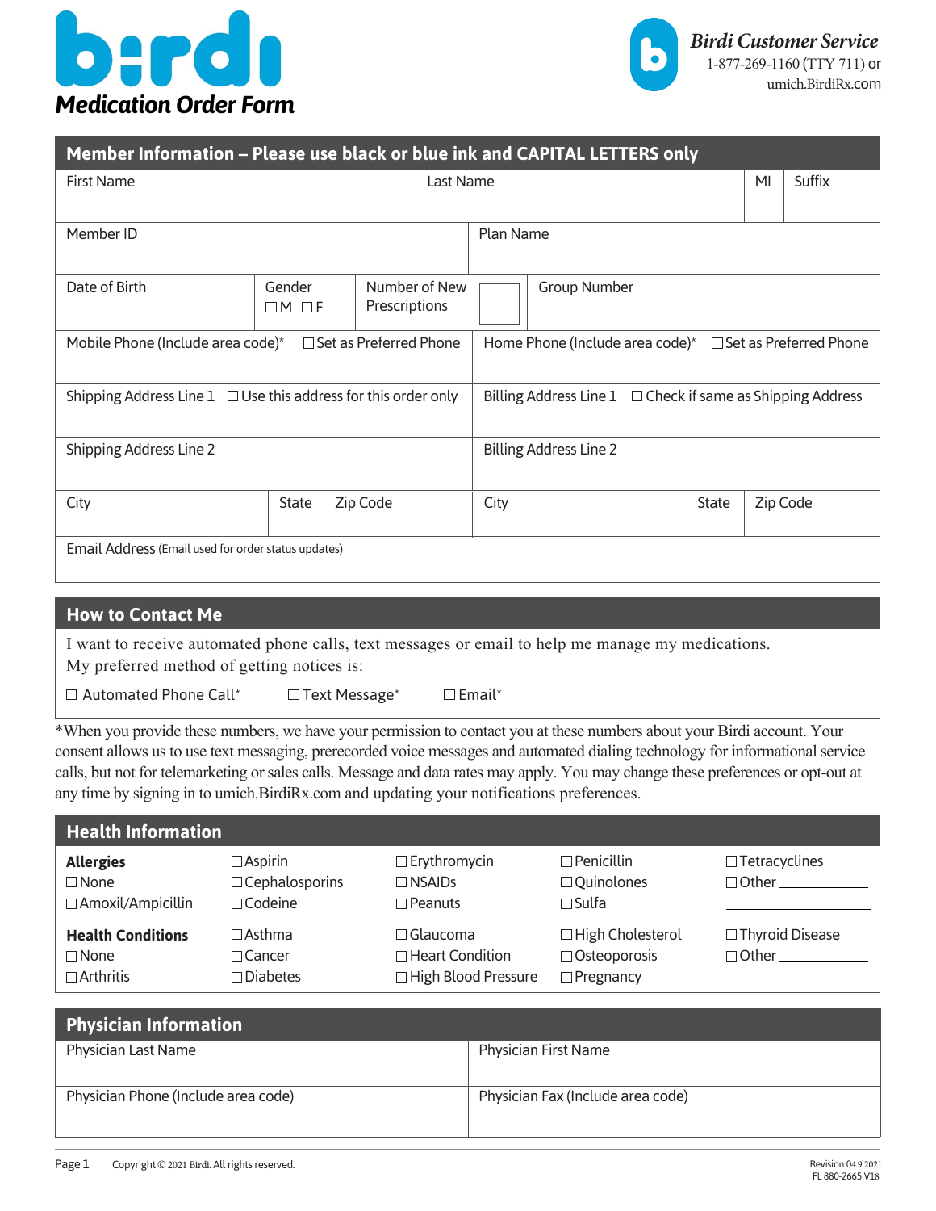# b:rdi

## Medication Order Form

**Birdi Customer Service**
1-877-269-1160 (TTY 711) or
umich.BirdiRx.com

## Member Information – Please use black or blue ink and CAPITAL LETTERS only

| First Name | Last Name | MI | Suffix |
|---|---|---|---|
| | | | |

| Member ID | Plan Name |
|---|---|
| | |

| Date of Birth | Gender ☐M ☐F | Number of New Prescriptions ☐ | Group Number |
|---|---|---|---|
| | | | |

| Mobile Phone (Include area code)* ☐Set as Preferred Phone | Home Phone (Include area code)* ☐Set as Preferred Phone |
|---|---|
| | |

| Shipping Address Line 1 ☐Use this address for this order only | Billing Address Line 1 ☐Check if same as Shipping Address |
|---|---|
| Shipping Address Line 2 | Billing Address Line 2 |

| City | State | Zip Code | City | State | Zip Code |
|---|---|---|---|---|---|
| | | | | | |

Email Address (Email used for order status updates)

## How to Contact Me

I want to receive automated phone calls, text messages or email to help me manage my medications.
My preferred method of getting notices is:

☐ Automated Phone Call* ☐Text Message* ☐Email*

*When you provide these numbers, we have your permission to contact you at these numbers about your Birdi account. Your consent allows us to use text messaging, prerecorded voice messages and automated dialing technology for informational service calls, but not for telemarketing or sales calls. Message and data rates may apply. You may change these preferences or opt-out at any time by signing in to umich.BirdiRx.com and updating your notifications preferences.

## Health Information

| **Allergies** | ☐Aspirin | ☐Erythromycin | ☐Penicillin | ☐Tetracyclines |
|---|---|---|---|---|
| ☐None | ☐Cephalosporins | ☐NSAIDs | ☐Quinolones | ☐Other ________ |
| ☐Amoxil/Ampicillin | ☐Codeine | ☐Peanuts | ☐Sulfa | ________ |
| **Health Conditions** | ☐Asthma | ☐Glaucoma | ☐High Cholesterol | ☐Thyroid Disease |
| ☐None | ☐Cancer | ☐Heart Condition | ☐Osteoporosis | ☐Other ________ |
| ☐Arthritis | ☐Diabetes | ☐High Blood Pressure | ☐Pregnancy | ________ |

## Physician Information

| Physician Last Name | Physician First Name |
|---|---|
| | |
| Physician Phone (Include area code) | Physician Fax (Include area code) |
| | |

Copyright © 2021 Birdi. All rights reserved.

Revision 04.9.2021
FL 880-2665 V18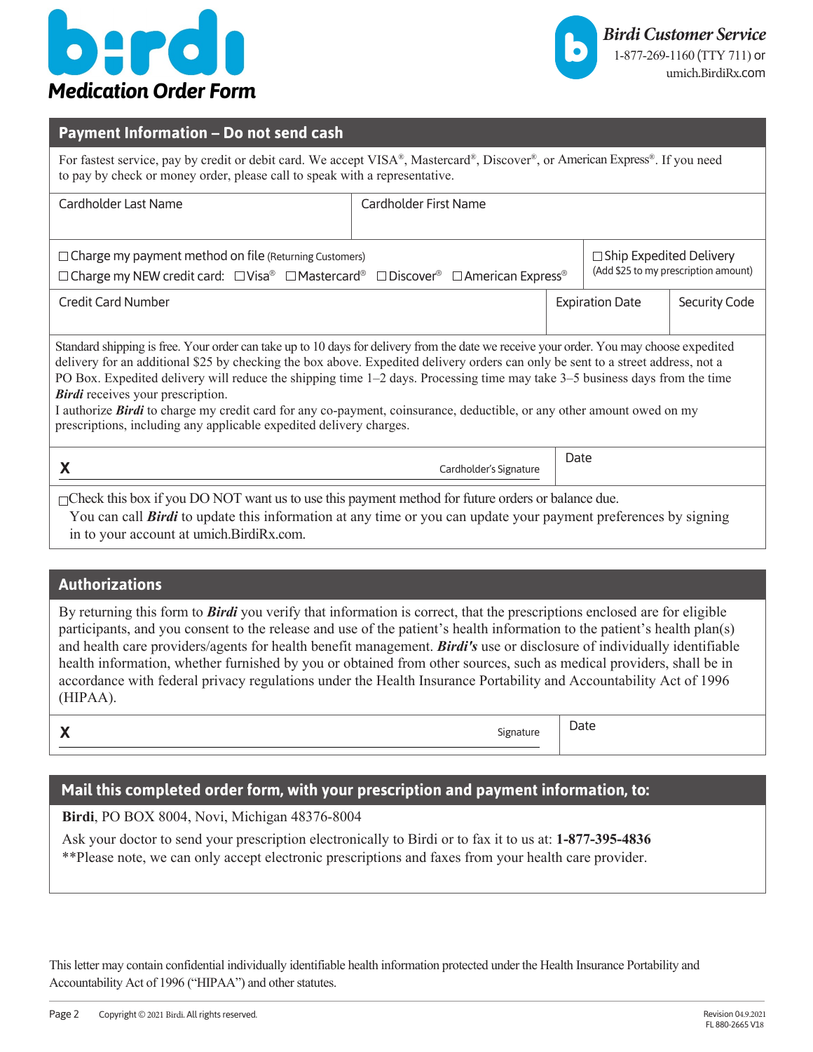# birdi

## Medication Order Form

**Birdi Customer Service**
1-877-269-1160 (TTY 711) or
umich.BirdiRx.com

## Payment Information – Do not send cash

For fastest service, pay by credit or debit card. We accept VISA®, Mastercard®, Discover®, or American Express®. If you need to pay by check or money order, please call to speak with a representative.

| Cardholder Last Name | Cardholder First Name |
|---|---|
| | |

☐ Charge my payment method on file (Returning Customers)
☐ Charge my NEW credit card: ☐ Visa® ☐ Mastercard® ☐ Discover® ☐ American Express®

☐ Ship Expedited Delivery
(Add $25 to my prescription amount)

| Credit Card Number | Expiration Date | Security Code |
|---|---|---|
| | | |

Standard shipping is free. Your order can take up to 10 days for delivery from the date we receive your order. You may choose expedited delivery for an additional $25 by checking the box above. Expedited delivery orders can only be sent to a street address, not a PO Box. Expedited delivery will reduce the shipping time 1–2 days. Processing time may take 3–5 business days from the time ***Birdi*** receives your prescription.
I authorize ***Birdi*** to charge my credit card for any co-payment, coinsurance, deductible, or any other amount owed on my prescriptions, including any applicable expedited delivery charges.

**X** ______________________________ Cardholder's Signature　　Date

☐ Check this box if you DO NOT want us to use this payment method for future orders or balance due.
You can call ***Birdi*** to update this information at any time or you can update your payment preferences by signing in to your account at umich.BirdiRx.com.

## Authorizations

By returning this form to ***Birdi*** you verify that information is correct, that the prescriptions enclosed are for eligible participants, and you consent to the release and use of the patient's health information to the patient's health plan(s) and health care providers/agents for health benefit management. ***Birdi's*** use or disclosure of individually identifiable health information, whether furnished by you or obtained from other sources, such as medical providers, shall be in accordance with federal privacy regulations under the Health Insurance Portability and Accountability Act of 1996 (HIPAA).

**X** ______________________________ Signature　　Date

## Mail this completed order form, with your prescription and payment information, to:

**Birdi**, PO BOX 8004, Novi, Michigan 48376-8004

Ask your doctor to send your prescription electronically to Birdi or to fax it to us at: **1-877-395-4836**
**Please note, we can only accept electronic prescriptions and faxes from your health care provider.

This letter may contain confidential individually identifiable health information protected under the Health Insurance Portability and Accountability Act of 1996 ("HIPAA") and other statutes.

Copyright © 2021 Birdi. All rights reserved.

Revision 04.9.2021
FL 880-2665 V18